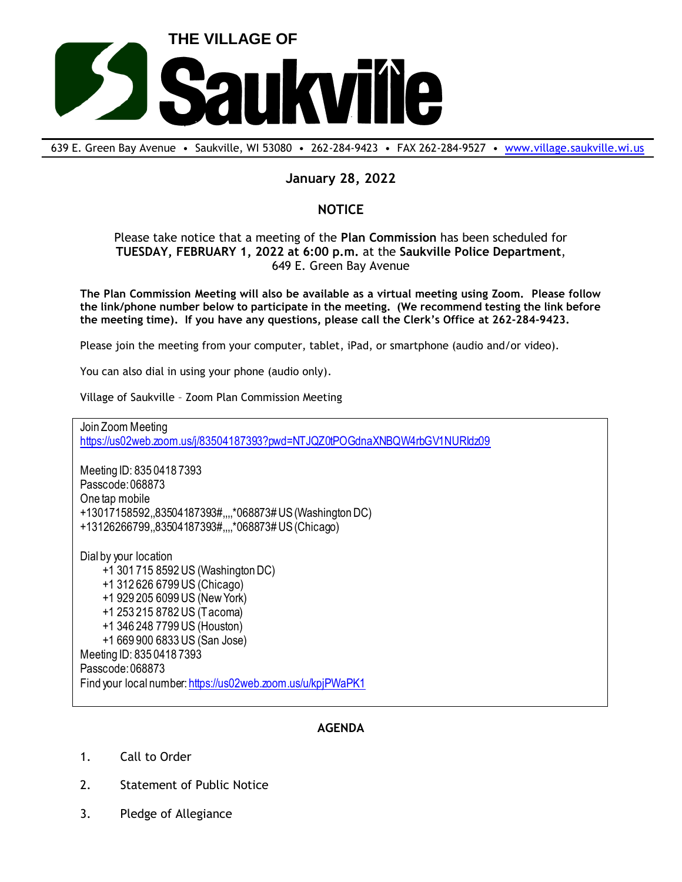# THE VILLAGE OF Saukville

639 E. Green Bay Avenue • Saukville, WI 53080 • 262-284-9423 • FAX 262-284-9527 • www.village.saukville.wi.us

**January 28, 2022**

## NOTICE

Please take notice that a meeting of the **Plan Commission** has been scheduled for **TUESDAY, FEBRUARY 1, 2022 at 6:00 p.m.** at the **Saukville Police Department**, 649 E. Green Bay Avenue

**The Plan Commission Meeting will also be available as a virtual meeting using Zoom. Please follow the link/phone number below to participate in the meeting. (We recommend testing the link before the meeting time). If you have any questions, please call the Clerk's Office at 262-284-9423.**

Please join the meeting from your computer, tablet, iPad, or smartphone (audio and/or video).

You can also dial in using your phone (audio only).

Village of Saukville – Zoom Plan Commission Meeting

Join Zoom Meeting
https://us02web.zoom.us/j/83504187393?pwd=NTJQZ0tPOGdnaXNBQW4rbGV1NURldz09

Meeting ID: 835 0418 7393
Passcode: 068873
One tap mobile
+13017158592,,83504187393#,,,,*068873# US (Washington DC)
+13126266799,,83504187393#,,,,*068873# US (Chicago)

Dial by your location
- +1 301 715 8592 US (Washington DC)
- +1 312 626 6799 US (Chicago)
- +1 929 205 6099 US (New York)
- +1 253 215 8782 US (Tacoma)
- +1 346 248 7799 US (Houston)
- +1 669 900 6833 US (San Jose)

Meeting ID: 835 0418 7393
Passcode: 068873
Find your local number: https://us02web.zoom.us/u/kpjPWaPK1

## AGENDA

1. Call to Order
2. Statement of Public Notice
3. Pledge of Allegiance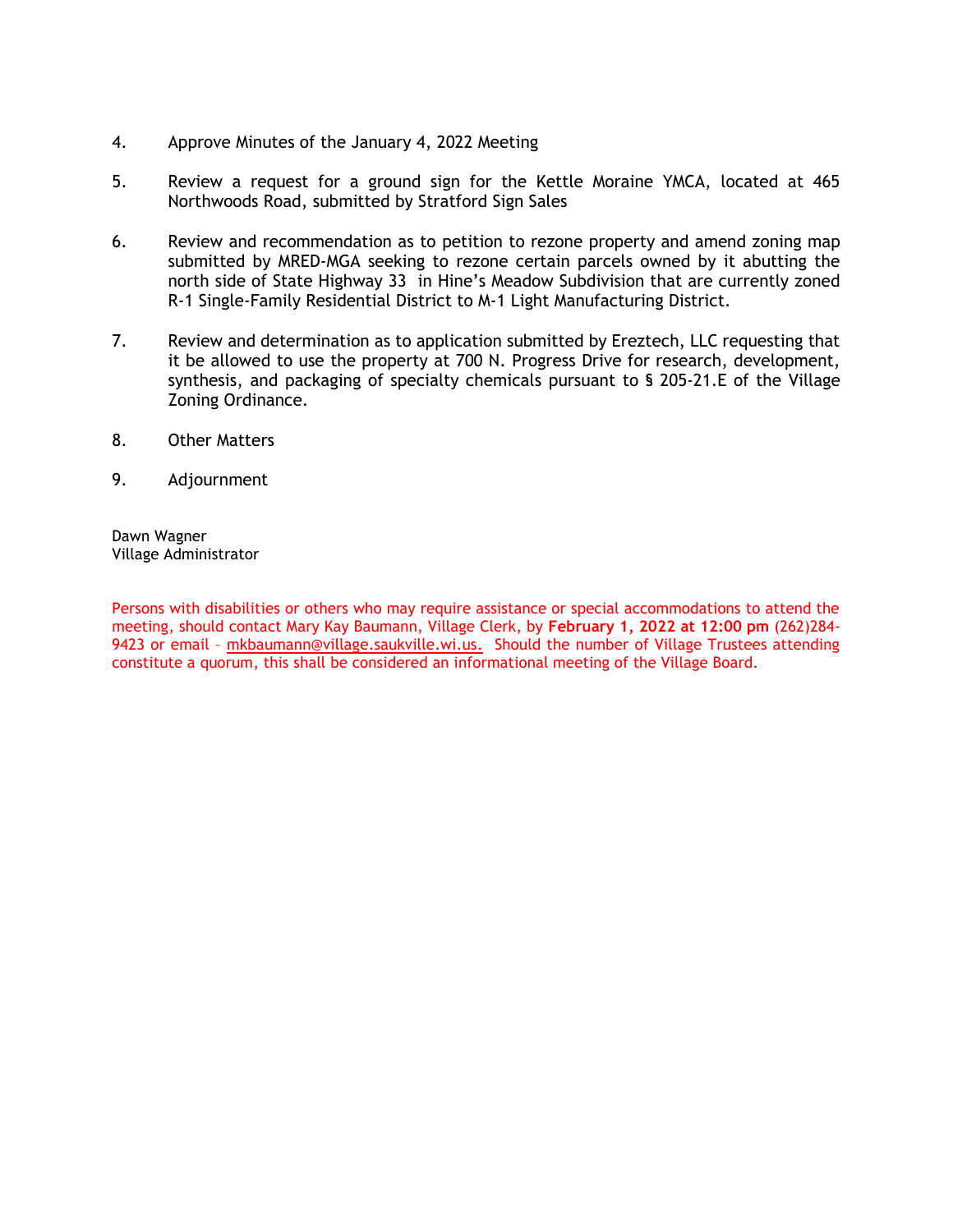4. Approve Minutes of the January 4, 2022 Meeting

5. Review a request for a ground sign for the Kettle Moraine YMCA, located at 465 Northwoods Road, submitted by Stratford Sign Sales

6. Review and recommendation as to petition to rezone property and amend zoning map submitted by MRED-MGA seeking to rezone certain parcels owned by it abutting the north side of State Highway 33 in Hine's Meadow Subdivision that are currently zoned R-1 Single-Family Residential District to M-1 Light Manufacturing District.

7. Review and determination as to application submitted by Ereztech, LLC requesting that it be allowed to use the property at 700 N. Progress Drive for research, development, synthesis, and packaging of specialty chemicals pursuant to § 205-21.E of the Village Zoning Ordinance.

8. Other Matters

9. Adjournment

Dawn Wagner
Village Administrator

Persons with disabilities or others who may require assistance or special accommodations to attend the meeting, should contact Mary Kay Baumann, Village Clerk, by **February 1, 2022 at 12:00 pm** (262)284-9423 or email – mkbaumann@village.saukville.wi.us. Should the number of Village Trustees attending constitute a quorum, this shall be considered an informational meeting of the Village Board.